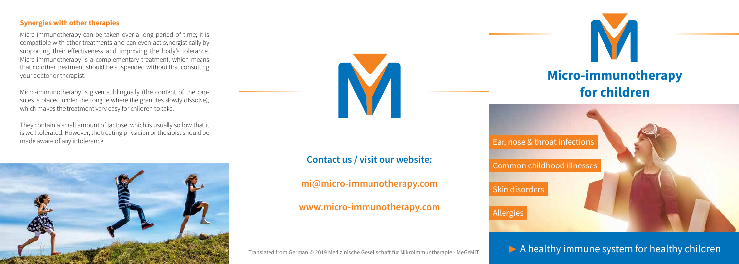### Synergies with other therapies

Micro-immunotherapy can be taken over a long period of time; it is compatible with other treatments and can even act synergistically by supporting their effectiveness and improving the body's tolerance. Micro-immunotherapy is a complementary treatment, which means that no other treatment should be suspended without first consulting your doctor or therapist.

Micro-immunotherapy is given sublingually (the content of the capsules is placed under the tongue where the granules slowly dissolve), which makes the treatment very easy for children to take.

They contain a small amount of lactose, which is usually so low that it is well tolerated. However, the treating physician or therapist should be made aware of any intolerance.

**Contact us / visit our website:**

**mi@micro-immunotherapy.com**

**www.micro-immunotherapy.com**

Translated from German © 2019 Medizinische Gesellschaft für Mikroimmuntherapie - MeGeMIT

# Micro-immunotherapy for children

- Ear, nose & throat infections
- Common childhood illnesses
- Skin disorders
- Allergies

► A healthy immune system for healthy children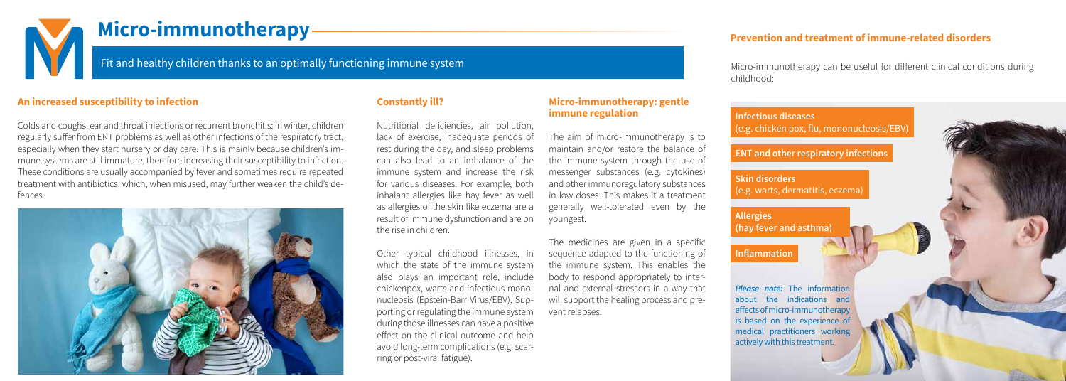# Micro-immunotherapy

Fit and healthy children thanks to an optimally functioning immune system

## An increased susceptibility to infection

Colds and coughs, ear and throat infections or recurrent bronchitis: in winter, children regularly suffer from ENT problems as well as other infections of the respiratory tract, especially when they start nursery or day care. This is mainly because children's immune systems are still immature, therefore increasing their susceptibility to infection. These conditions are usually accompanied by fever and sometimes require repeated treatment with antibiotics, which, when misused, may further weaken the child's defences.

## Constantly ill?

Nutritional deficiencies, air pollution, lack of exercise, inadequate periods of rest during the day, and sleep problems can also lead to an imbalance of the immune system and increase the risk for various diseases. For example, both inhalant allergies like hay fever as well as allergies of the skin like eczema are a result of immune dysfunction and are on the rise in children.

Other typical childhood illnesses, in which the state of the immune system also plays an important role, include chickenpox, warts and infectious mononucleosis (Epstein-Barr Virus/EBV). Supporting or regulating the immune system during those illnesses can have a positive effect on the clinical outcome and help avoid long-term complications (e.g. scarring or post-viral fatigue).

## Micro-immunotherapy: gentle immune regulation

The aim of micro-immunotherapy is to maintain and/or restore the balance of the immune system through the use of messenger substances (e.g. cytokines) and other immunoregulatory substances in low doses. This makes it a treatment generally well-tolerated even by the youngest.

The medicines are given in a specific sequence adapted to the functioning of the immune system. This enables the body to respond appropriately to internal and external stressors in a way that will support the healing process and prevent relapses.

## Prevention and treatment of immune-related disorders

Micro-immunotherapy can be useful for different clinical conditions during childhood:

**Infectious diseases**
(e.g. chicken pox, flu, mononucleosis/EBV)

**ENT and other respiratory infections**

**Skin disorders**
(e.g. warts, dermatitis, eczema)

**Allergies**
**(hay fever and asthma)**

**Inflammation**

***Please note:*** The information about the indications and effects of micro-immunotherapy is based on the experience of medical practitioners working actively with this treatment.